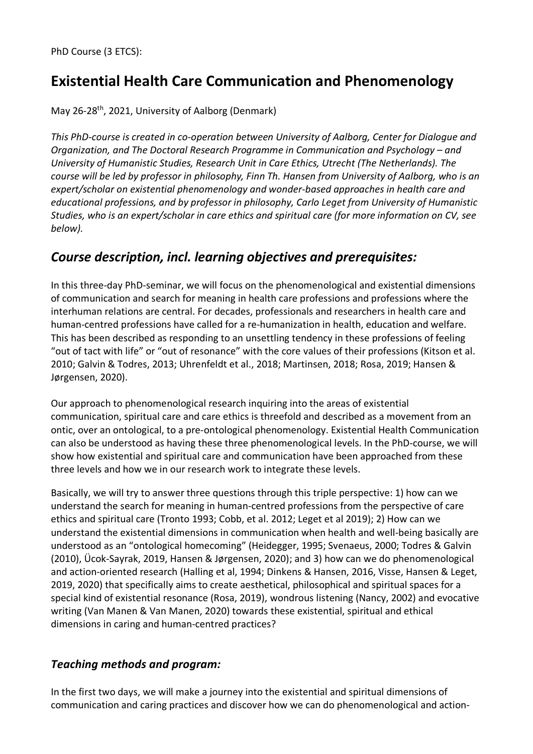PhD Course (3 ETCS):

# Existential Health Care Communication and Phenomenology

May 26-28th, 2021, University of Aalborg (Denmark)

*This PhD-course is created in co-operation between University of Aalborg, Center for Dialogue and Organization, and The Doctoral Research Programme in Communication and Psychology – and University of Humanistic Studies, Research Unit in Care Ethics, Utrecht (The Netherlands). The course will be led by professor in philosophy, Finn Th. Hansen from University of Aalborg, who is an expert/scholar on existential phenomenology and wonder-based approaches in health care and educational professions, and by professor in philosophy, Carlo Leget from University of Humanistic Studies, who is an expert/scholar in care ethics and spiritual care (for more information on CV, see below).*

## *Course description, incl. learning objectives and prerequisites:*

In this three-day PhD-seminar, we will focus on the phenomenological and existential dimensions of communication and search for meaning in health care professions and professions where the interhuman relations are central. For decades, professionals and researchers in health care and human-centred professions have called for a re-humanization in health, education and welfare. This has been described as responding to an unsettling tendency in these professions of feeling "out of tact with life" or "out of resonance" with the core values of their professions (Kitson et al. 2010; Galvin & Todres, 2013; Uhrenfeldt et al., 2018; Martinsen, 2018; Rosa, 2019; Hansen & Jørgensen, 2020).

Our approach to phenomenological research inquiring into the areas of existential communication, spiritual care and care ethics is threefold and described as a movement from an ontic, over an ontological, to a pre-ontological phenomenology. Existential Health Communication can also be understood as having these three phenomenological levels. In the PhD-course, we will show how existential and spiritual care and communication have been approached from these three levels and how we in our research work to integrate these levels.

Basically, we will try to answer three questions through this triple perspective: 1) how can we understand the search for meaning in human-centred professions from the perspective of care ethics and spiritual care (Tronto 1993; Cobb, et al. 2012; Leget et al 2019); 2) How can we understand the existential dimensions in communication when health and well-being basically are understood as an "ontological homecoming" (Heidegger, 1995; Svenaeus, 2000; Todres & Galvin (2010), Ücok-Sayrak, 2019, Hansen & Jørgensen, 2020); and 3) how can we do phenomenological and action-oriented research (Halling et al, 1994; Dinkens & Hansen, 2016, Visse, Hansen & Leget, 2019, 2020) that specifically aims to create aesthetical, philosophical and spiritual spaces for a special kind of existential resonance (Rosa, 2019), wondrous listening (Nancy, 2002) and evocative writing (Van Manen & Van Manen, 2020) towards these existential, spiritual and ethical dimensions in caring and human-centred practices?

## *Teaching methods and program:*

In the first two days, we will make a journey into the existential and spiritual dimensions of communication and caring practices and discover how we can do phenomenological and action-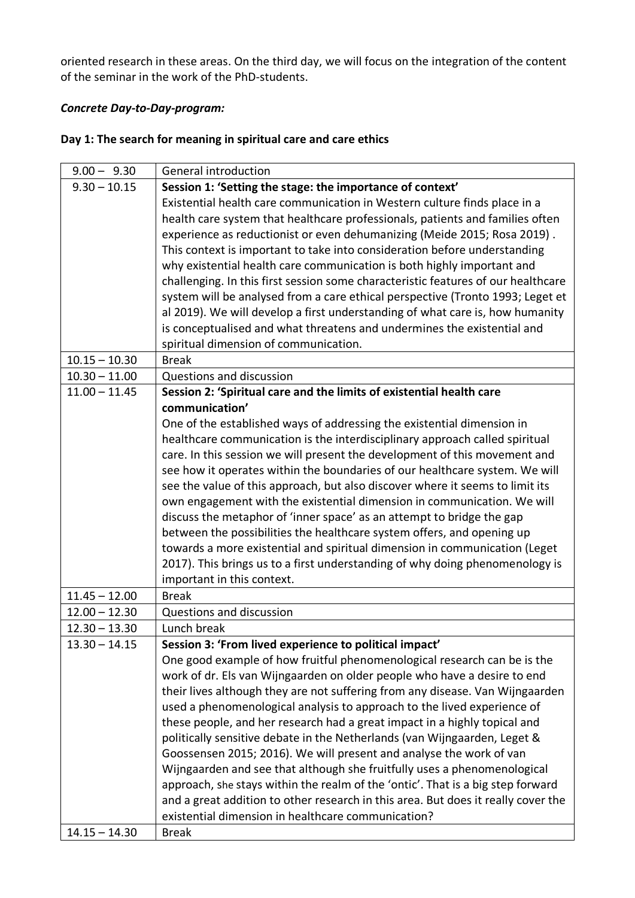oriented research in these areas. On the third day, we will focus on the integration of the content of the seminar in the work of the PhD-students.

***Concrete Day-to-Day-program:***

**Day 1: The search for meaning in spiritual care and care ethics**

| | |
|---|---|
| 9.00 – 9.30 | General introduction |
| 9.30 – 10.15 | **Session 1: 'Setting the stage: the importance of context'** Existential health care communication in Western culture finds place in a health care system that healthcare professionals, patients and families often experience as reductionist or even dehumanizing (Meide 2015; Rosa 2019) . This context is important to take into consideration before understanding why existential health care communication is both highly important and challenging. In this first session some characteristic features of our healthcare system will be analysed from a care ethical perspective (Tronto 1993; Leget et al 2019). We will develop a first understanding of what care is, how humanity is conceptualised and what threatens and undermines the existential and spiritual dimension of communication. |
| 10.15 – 10.30 | Break |
| 10.30 – 11.00 | Questions and discussion |
| 11.00 – 11.45 | **Session 2: 'Spiritual care and the limits of existential health care communication'** One of the established ways of addressing the existential dimension in healthcare communication is the interdisciplinary approach called spiritual care. In this session we will present the development of this movement and see how it operates within the boundaries of our healthcare system. We will see the value of this approach, but also discover where it seems to limit its own engagement with the existential dimension in communication. We will discuss the metaphor of 'inner space' as an attempt to bridge the gap between the possibilities the healthcare system offers, and opening up towards a more existential and spiritual dimension in communication (Leget 2017). This brings us to a first understanding of why doing phenomenology is important in this context. |
| 11.45 – 12.00 | Break |
| 12.00 – 12.30 | Questions and discussion |
| 12.30 – 13.30 | Lunch break |
| 13.30 – 14.15 | **Session 3: 'From lived experience to political impact'** One good example of how fruitful phenomenological research can be is the work of dr. Els van Wijngaarden on older people who have a desire to end their lives although they are not suffering from any disease. Van Wijngaarden used a phenomenological analysis to approach to the lived experience of these people, and her research had a great impact in a highly topical and politically sensitive debate in the Netherlands (van Wijngaarden, Leget & Goossensen 2015; 2016). We will present and analyse the work of van Wijngaarden and see that although she fruitfully uses a phenomenological approach, she stays within the realm of the 'ontic'. That is a big step forward and a great addition to other research in this area. But does it really cover the existential dimension in healthcare communication? |
| 14.15 – 14.30 | Break |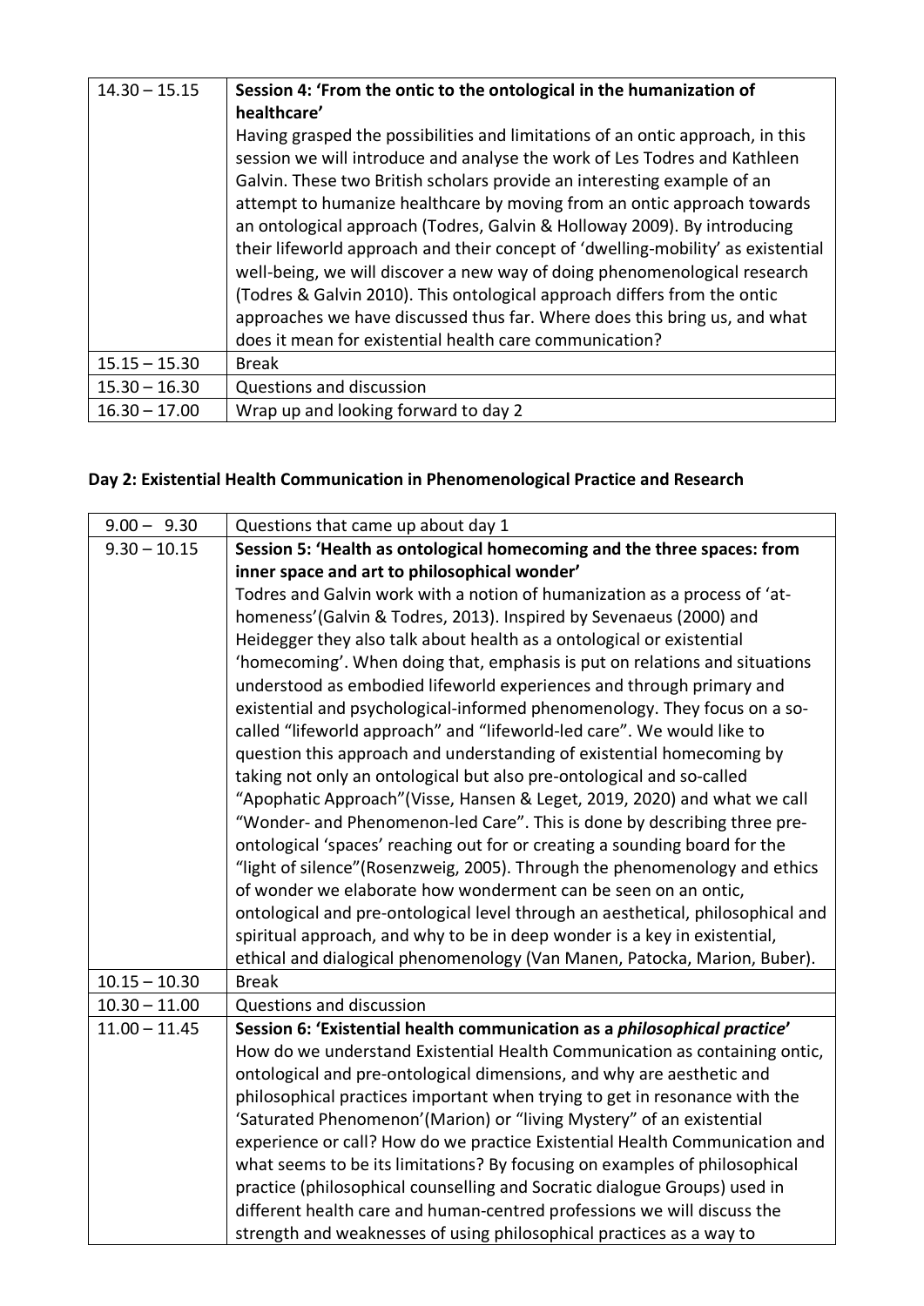| | |
|---|---|
| 14.30 – 15.15 | **Session 4: 'From the ontic to the ontological in the humanization of healthcare'**<br>Having grasped the possibilities and limitations of an ontic approach, in this session we will introduce and analyse the work of Les Todres and Kathleen Galvin. These two British scholars provide an interesting example of an attempt to humanize healthcare by moving from an ontic approach towards an ontological approach (Todres, Galvin & Holloway 2009). By introducing their lifeworld approach and their concept of 'dwelling-mobility' as existential well-being, we will discover a new way of doing phenomenological research (Todres & Galvin 2010). This ontological approach differs from the ontic approaches we have discussed thus far. Where does this bring us, and what does it mean for existential health care communication? |
| 15.15 – 15.30 | Break |
| 15.30 – 16.30 | Questions and discussion |
| 16.30 – 17.00 | Wrap up and looking forward to day 2 |

## Day 2: Existential Health Communication in Phenomenological Practice and Research

| | |
|---|---|
| 9.00 – 9.30 | Questions that came up about day 1 |
| 9.30 – 10.15 | **Session 5: 'Health as ontological homecoming and the three spaces: from inner space and art to philosophical wonder'**<br>Todres and Galvin work with a notion of humanization as a process of 'at-homeness'(Galvin & Todres, 2013). Inspired by Sevenaeus (2000) and Heidegger they also talk about health as a ontological or existential 'homecoming'. When doing that, emphasis is put on relations and situations understood as embodied lifeworld experiences and through primary and existential and psychological-informed phenomenology. They focus on a so-called "lifeworld approach" and "lifeworld-led care". We would like to question this approach and understanding of existential homecoming by taking not only an ontological but also pre-ontological and so-called "Apophatic Approach"(Visse, Hansen & Leget, 2019, 2020) and what we call "Wonder- and Phenomenon-led Care". This is done by describing three pre-ontological 'spaces' reaching out for or creating a sounding board for the "light of silence"(Rosenzweig, 2005). Through the phenomenology and ethics of wonder we elaborate how wonderment can be seen on an ontic, ontological and pre-ontological level through an aesthetical, philosophical and spiritual approach, and why to be in deep wonder is a key in existential, ethical and dialogical phenomenology (Van Manen, Patocka, Marion, Buber). |
| 10.15 – 10.30 | Break |
| 10.30 – 11.00 | Questions and discussion |
| 11.00 – 11.45 | **Session 6: 'Existential health communication as a *philosophical practice*'**<br>How do we understand Existential Health Communication as containing ontic, ontological and pre-ontological dimensions, and why are aesthetic and philosophical practices important when trying to get in resonance with the 'Saturated Phenomenon'(Marion) or "living Mystery" of an existential experience or call? How do we practice Existential Health Communication and what seems to be its limitations? By focusing on examples of philosophical practice (philosophical counselling and Socratic dialogue Groups) used in different health care and human-centred professions we will discuss the strength and weaknesses of using philosophical practices as a way to |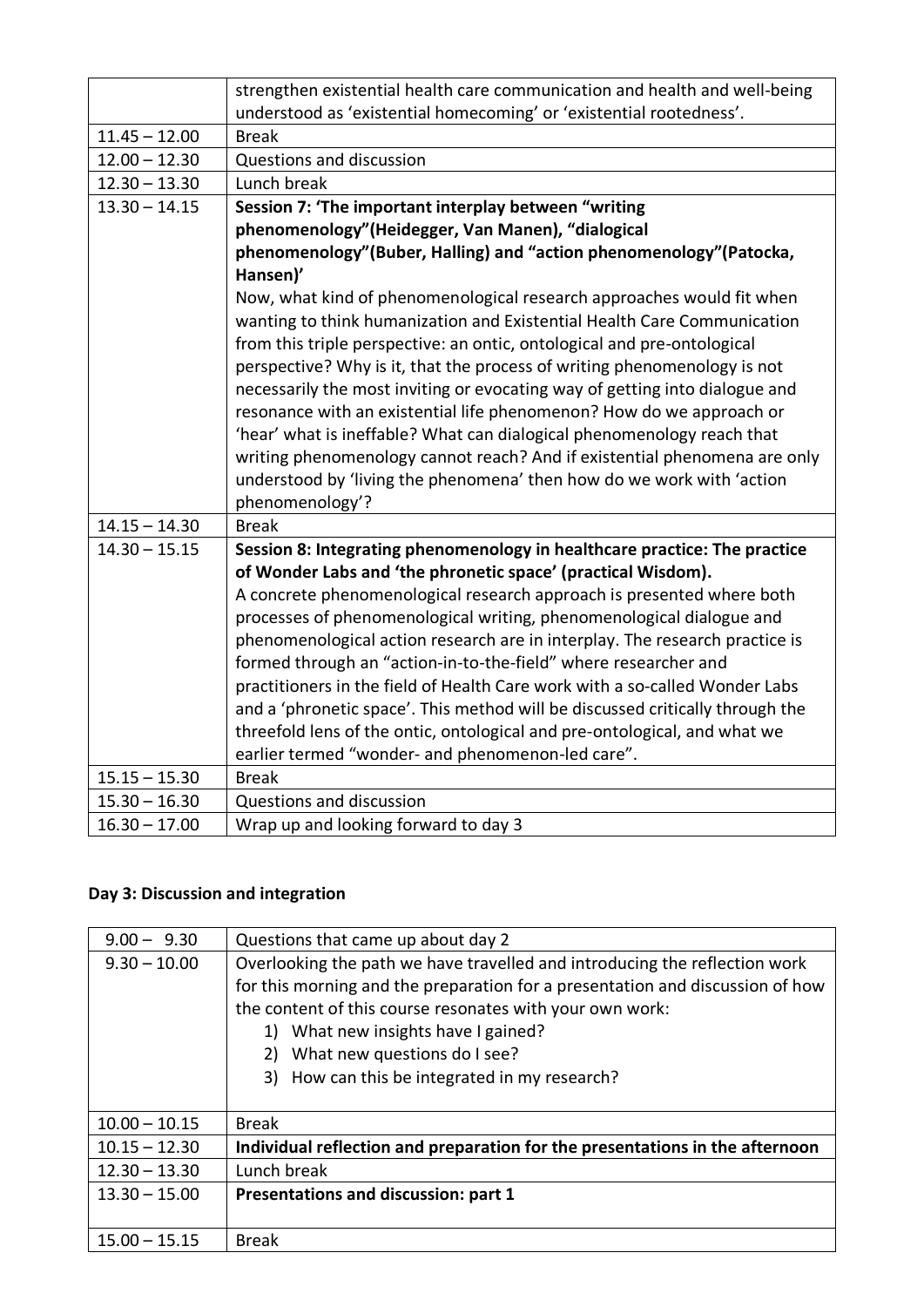| | |
|---|---|
| | strengthen existential health care communication and health and well-being understood as 'existential homecoming' or 'existential rootedness'. |
| 11.45 – 12.00 | Break |
| 12.00 – 12.30 | Questions and discussion |
| 12.30 – 13.30 | Lunch break |
| 13.30 – 14.15 | **Session 7: 'The important interplay between "writing phenomenology"(Heidegger, Van Manen), "dialogical phenomenology"(Buber, Halling) and "action phenomenology"(Patocka, Hansen)'** Now, what kind of phenomenological research approaches would fit when wanting to think humanization and Existential Health Care Communication from this triple perspective: an ontic, ontological and pre-ontological perspective? Why is it, that the process of writing phenomenology is not necessarily the most inviting or evocating way of getting into dialogue and resonance with an existential life phenomenon? How do we approach or 'hear' what is ineffable? What can dialogical phenomenology reach that writing phenomenology cannot reach? And if existential phenomena are only understood by 'living the phenomena' then how do we work with 'action phenomenology'? |
| 14.15 – 14.30 | Break |
| 14.30 – 15.15 | **Session 8: Integrating phenomenology in healthcare practice: The practice of Wonder Labs and 'the phronetic space' (practical Wisdom).** A concrete phenomenological research approach is presented where both processes of phenomenological writing, phenomenological dialogue and phenomenological action research are in interplay. The research practice is formed through an "action-in-to-the-field" where researcher and practitioners in the field of Health Care work with a so-called Wonder Labs and a 'phronetic space'. This method will be discussed critically through the threefold lens of the ontic, ontological and pre-ontological, and what we earlier termed "wonder- and phenomenon-led care". |
| 15.15 – 15.30 | Break |
| 15.30 – 16.30 | Questions and discussion |
| 16.30 – 17.00 | Wrap up and looking forward to day 3 |

**Day 3: Discussion and integration**

| | |
|---|---|
| 9.00 – 9.30 | Questions that came up about day 2 |
| 9.30 – 10.00 | Overlooking the path we have travelled and introducing the reflection work for this morning and the preparation for a presentation and discussion of how the content of this course resonates with your own work: 1) What new insights have I gained? 2) What new questions do I see? 3) How can this be integrated in my research? |
| 10.00 – 10.15 | Break |
| 10.15 – 12.30 | **Individual reflection and preparation for the presentations in the afternoon** |
| 12.30 – 13.30 | Lunch break |
| 13.30 – 15.00 | **Presentations and discussion: part 1** |
| 15.00 – 15.15 | Break |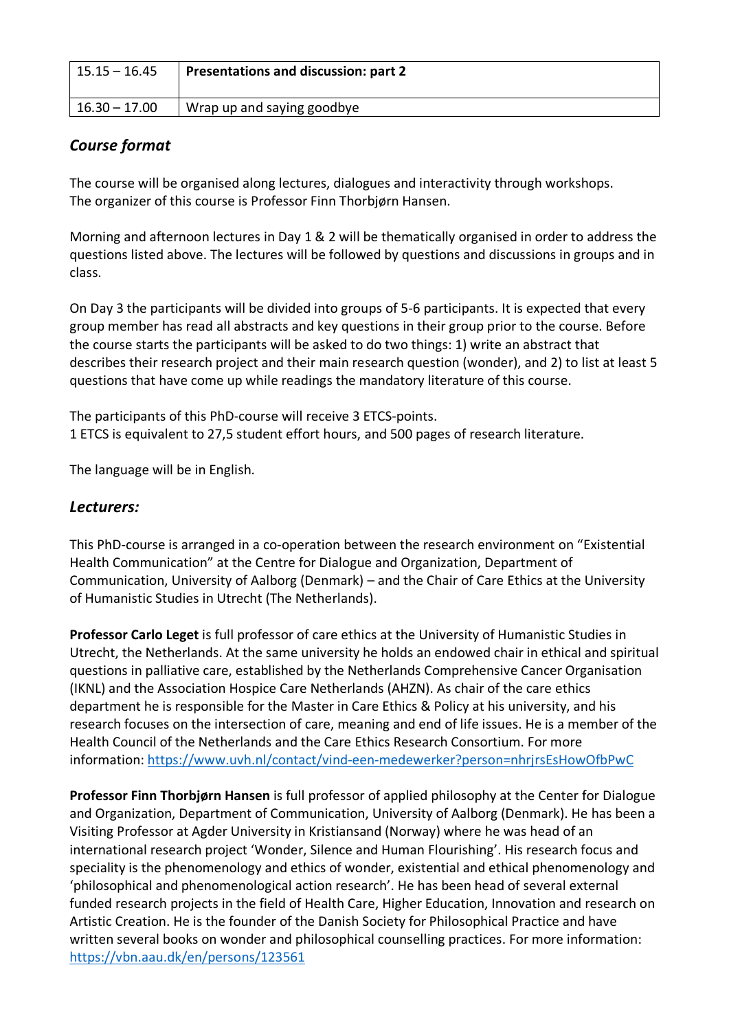| 15.15 – 16.45 | **Presentations and discussion: part 2** |
|---|---|
| 16.30 – 17.00 | Wrap up and saying goodbye |

## *Course format*

The course will be organised along lectures, dialogues and interactivity through workshops. The organizer of this course is Professor Finn Thorbjørn Hansen.

Morning and afternoon lectures in Day 1 & 2 will be thematically organised in order to address the questions listed above. The lectures will be followed by questions and discussions in groups and in class.

On Day 3 the participants will be divided into groups of 5-6 participants. It is expected that every group member has read all abstracts and key questions in their group prior to the course. Before the course starts the participants will be asked to do two things: 1) write an abstract that describes their research project and their main research question (wonder), and 2) to list at least 5 questions that have come up while readings the mandatory literature of this course.

The participants of this PhD-course will receive 3 ETCS-points.
1 ETCS is equivalent to 27,5 student effort hours, and 500 pages of research literature.

The language will be in English.

## *Lecturers:*

This PhD-course is arranged in a co-operation between the research environment on "Existential Health Communication" at the Centre for Dialogue and Organization, Department of Communication, University of Aalborg (Denmark) – and the Chair of Care Ethics at the University of Humanistic Studies in Utrecht (The Netherlands).

**Professor Carlo Leget** is full professor of care ethics at the University of Humanistic Studies in Utrecht, the Netherlands. At the same university he holds an endowed chair in ethical and spiritual questions in palliative care, established by the Netherlands Comprehensive Cancer Organisation (IKNL) and the Association Hospice Care Netherlands (AHZN). As chair of the care ethics department he is responsible for the Master in Care Ethics & Policy at his university, and his research focuses on the intersection of care, meaning and end of life issues. He is a member of the Health Council of the Netherlands and the Care Ethics Research Consortium. For more information: https://www.uvh.nl/contact/vind-een-medewerker?person=nhrjrsEsHowOfbPwC

**Professor Finn Thorbjørn Hansen** is full professor of applied philosophy at the Center for Dialogue and Organization, Department of Communication, University of Aalborg (Denmark). He has been a Visiting Professor at Agder University in Kristiansand (Norway) where he was head of an international research project 'Wonder, Silence and Human Flourishing'. His research focus and speciality is the phenomenology and ethics of wonder, existential and ethical phenomenology and 'philosophical and phenomenological action research'. He has been head of several external funded research projects in the field of Health Care, Higher Education, Innovation and research on Artistic Creation. He is the founder of the Danish Society for Philosophical Practice and have written several books on wonder and philosophical counselling practices. For more information: https://vbn.aau.dk/en/persons/123561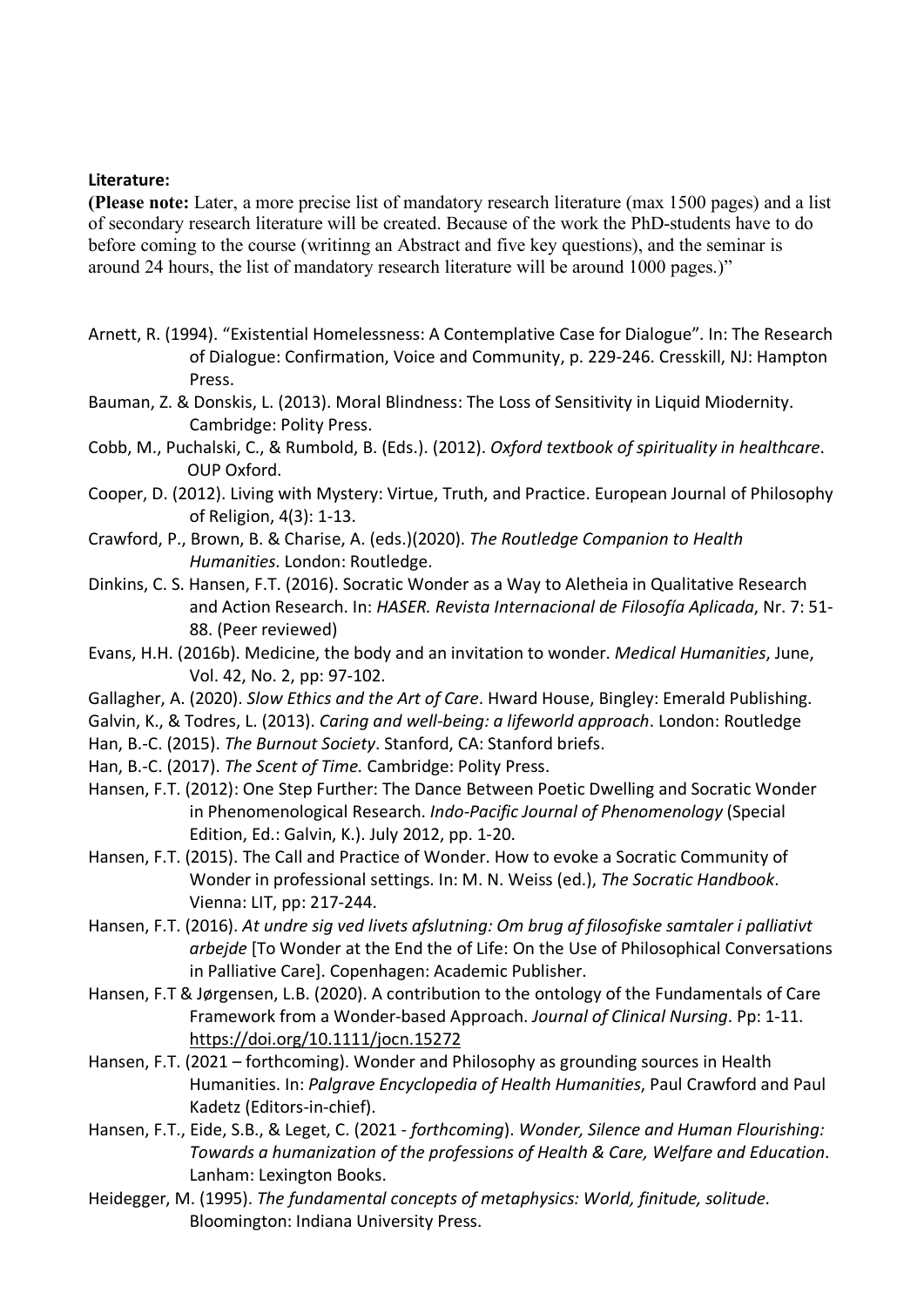**Literature:**

**(Please note:** Later, a more precise list of mandatory research literature (max 1500 pages) and a list of secondary research literature will be created. Because of the work the PhD-students have to do before coming to the course (writinng an Abstract and five key questions), and the seminar is around 24 hours, the list of mandatory research literature will be around 1000 pages.)"

Arnett, R. (1994). "Existential Homelessness: A Contemplative Case for Dialogue". In: The Research of Dialogue: Confirmation, Voice and Community, p. 229-246. Cresskill, NJ: Hampton Press.

Bauman, Z. & Donskis, L. (2013). Moral Blindness: The Loss of Sensitivity in Liquid Miodernity. Cambridge: Polity Press.

Cobb, M., Puchalski, C., & Rumbold, B. (Eds.). (2012). *Oxford textbook of spirituality in healthcare*. OUP Oxford.

Cooper, D. (2012). Living with Mystery: Virtue, Truth, and Practice. European Journal of Philosophy of Religion, 4(3): 1-13.

Crawford, P., Brown, B. & Charise, A. (eds.)(2020). *The Routledge Companion to Health Humanities*. London: Routledge.

Dinkins, C. S. Hansen, F.T. (2016). Socratic Wonder as a Way to Aletheia in Qualitative Research and Action Research. In: *HASER. Revista Internacional de Filosofía Aplicada*, Nr. 7: 51-88. (Peer reviewed)

Evans, H.H. (2016b). Medicine, the body and an invitation to wonder. *Medical Humanities*, June, Vol. 42, No. 2, pp: 97-102.

Gallagher, A. (2020). *Slow Ethics and the Art of Care*. Hward House, Bingley: Emerald Publishing.

Galvin, K., & Todres, L. (2013). *Caring and well-being: a lifeworld approach*. London: Routledge

Han, B.-C. (2015). *The Burnout Society*. Stanford, CA: Stanford briefs.

Han, B.-C. (2017). *The Scent of Time.* Cambridge: Polity Press.

Hansen, F.T. (2012): One Step Further: The Dance Between Poetic Dwelling and Socratic Wonder in Phenomenological Research. *Indo-Pacific Journal of Phenomenology* (Special Edition, Ed.: Galvin, K.). July 2012, pp. 1-20.

Hansen, F.T. (2015). The Call and Practice of Wonder. How to evoke a Socratic Community of Wonder in professional settings. In: M. N. Weiss (ed.), *The Socratic Handbook*. Vienna: LIT, pp: 217-244.

Hansen, F.T. (2016). *At undre sig ved livets afslutning: Om brug af filosofiske samtaler i palliativt arbejde* [To Wonder at the End the of Life: On the Use of Philosophical Conversations in Palliative Care]. Copenhagen: Academic Publisher.

Hansen, F.T & Jørgensen, L.B. (2020). A contribution to the ontology of the Fundamentals of Care Framework from a Wonder-based Approach. *Journal of Clinical Nursing*. Pp: 1-11. https://doi.org/10.1111/jocn.15272

Hansen, F.T. (2021 – forthcoming). Wonder and Philosophy as grounding sources in Health Humanities. In: *Palgrave Encyclopedia of Health Humanities*, Paul Crawford and Paul Kadetz (Editors-in-chief).

Hansen, F.T., Eide, S.B., & Leget, C. (2021 - *forthcoming*). *Wonder, Silence and Human Flourishing: Towards a humanization of the professions of Health & Care, Welfare and Education*. Lanham: Lexington Books.

Heidegger, M. (1995). *The fundamental concepts of metaphysics: World, finitude, solitude*. Bloomington: Indiana University Press.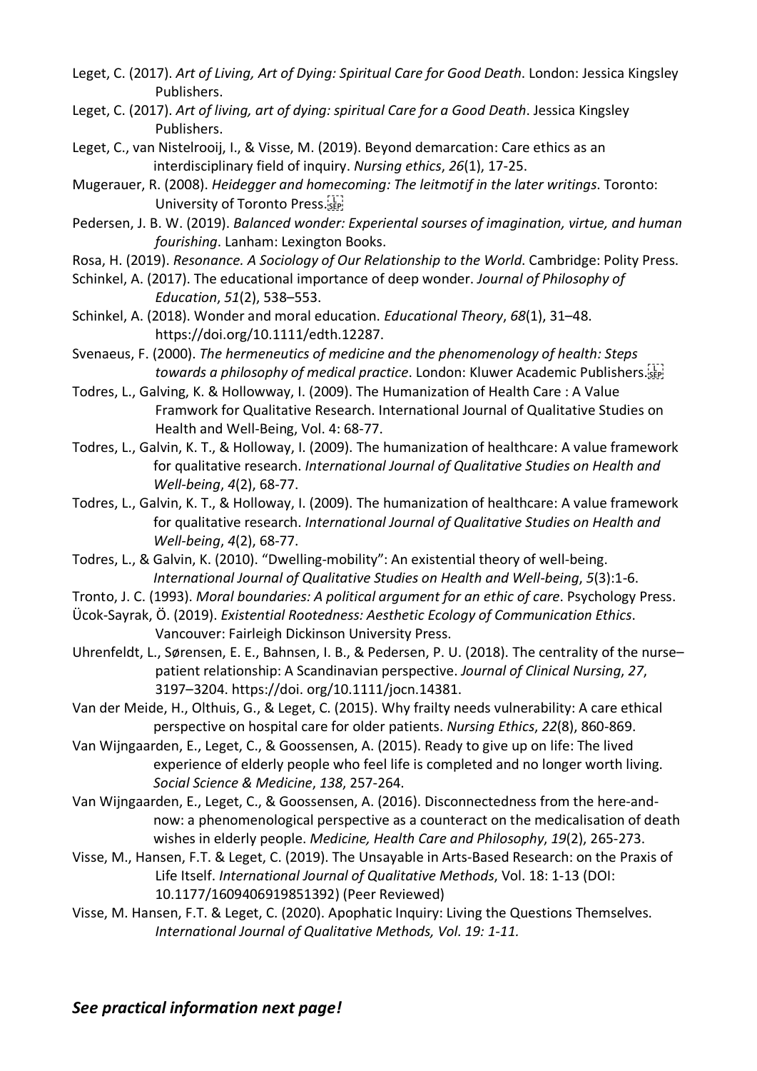Leget, C. (2017). *Art of Living, Art of Dying: Spiritual Care for Good Death*. London: Jessica Kingsley Publishers.

Leget, C. (2017). *Art of living, art of dying: spiritual Care for a Good Death*. Jessica Kingsley Publishers.

Leget, C., van Nistelrooij, I., & Visse, M. (2019). Beyond demarcation: Care ethics as an interdisciplinary field of inquiry. *Nursing ethics*, *26*(1), 17-25.

Mugerauer, R. (2008). *Heidegger and homecoming: The leitmotif in the later writings*. Toronto: University of Toronto Press.

Pedersen, J. B. W. (2019). *Balanced wonder: Experiental sourses of imagination, virtue, and human fourishing*. Lanham: Lexington Books.

Rosa, H. (2019). *Resonance. A Sociology of Our Relationship to the World*. Cambridge: Polity Press.

Schinkel, A. (2017). The educational importance of deep wonder. *Journal of Philosophy of Education*, *51*(2), 538–553.

Schinkel, A. (2018). Wonder and moral education. *Educational Theory*, *68*(1), 31–48. https://doi.org/10.1111/edth.12287.

Svenaeus, F. (2000). *The hermeneutics of medicine and the phenomenology of health: Steps towards a philosophy of medical practice*. London: Kluwer Academic Publishers.

Todres, L., Galving, K. & Hollowway, I. (2009). The Humanization of Health Care : A Value Framwork for Qualitative Research. International Journal of Qualitative Studies on Health and Well-Being, Vol. 4: 68-77.

Todres, L., Galvin, K. T., & Holloway, I. (2009). The humanization of healthcare: A value framework for qualitative research. *International Journal of Qualitative Studies on Health and Well-being*, *4*(2), 68-77.

Todres, L., Galvin, K. T., & Holloway, I. (2009). The humanization of healthcare: A value framework for qualitative research. *International Journal of Qualitative Studies on Health and Well-being*, *4*(2), 68-77.

Todres, L., & Galvin, K. (2010). "Dwelling-mobility": An existential theory of well-being. *International Journal of Qualitative Studies on Health and Well-being*, *5*(3):1-6.

Tronto, J. C. (1993). *Moral boundaries: A political argument for an ethic of care*. Psychology Press.

Ücok-Sayrak, Ö. (2019). *Existential Rootedness: Aesthetic Ecology of Communication Ethics*. Vancouver: Fairleigh Dickinson University Press.

Uhrenfeldt, L., Sørensen, E. E., Bahnsen, I. B., & Pedersen, P. U. (2018). The centrality of the nurse–patient relationship: A Scandinavian perspective. *Journal of Clinical Nursing*, *27*, 3197–3204. https://doi. org/10.1111/jocn.14381.

Van der Meide, H., Olthuis, G., & Leget, C. (2015). Why frailty needs vulnerability: A care ethical perspective on hospital care for older patients. *Nursing Ethics*, *22*(8), 860-869.

Van Wijngaarden, E., Leget, C., & Goossensen, A. (2015). Ready to give up on life: The lived experience of elderly people who feel life is completed and no longer worth living. *Social Science & Medicine*, *138*, 257-264.

Van Wijngaarden, E., Leget, C., & Goossensen, A. (2016). Disconnectedness from the here-and-now: a phenomenological perspective as a counteract on the medicalisation of death wishes in elderly people. *Medicine, Health Care and Philosophy*, *19*(2), 265-273.

Visse, M., Hansen, F.T. & Leget, C. (2019). The Unsayable in Arts-Based Research: on the Praxis of Life Itself. *International Journal of Qualitative Methods*, Vol. 18: 1-13 (DOI: 10.1177/1609406919851392) (Peer Reviewed)

Visse, M. Hansen, F.T. & Leget, C. (2020). Apophatic Inquiry: Living the Questions Themselves. *International Journal of Qualitative Methods, Vol. 19: 1-11.*

***See practical information next page!***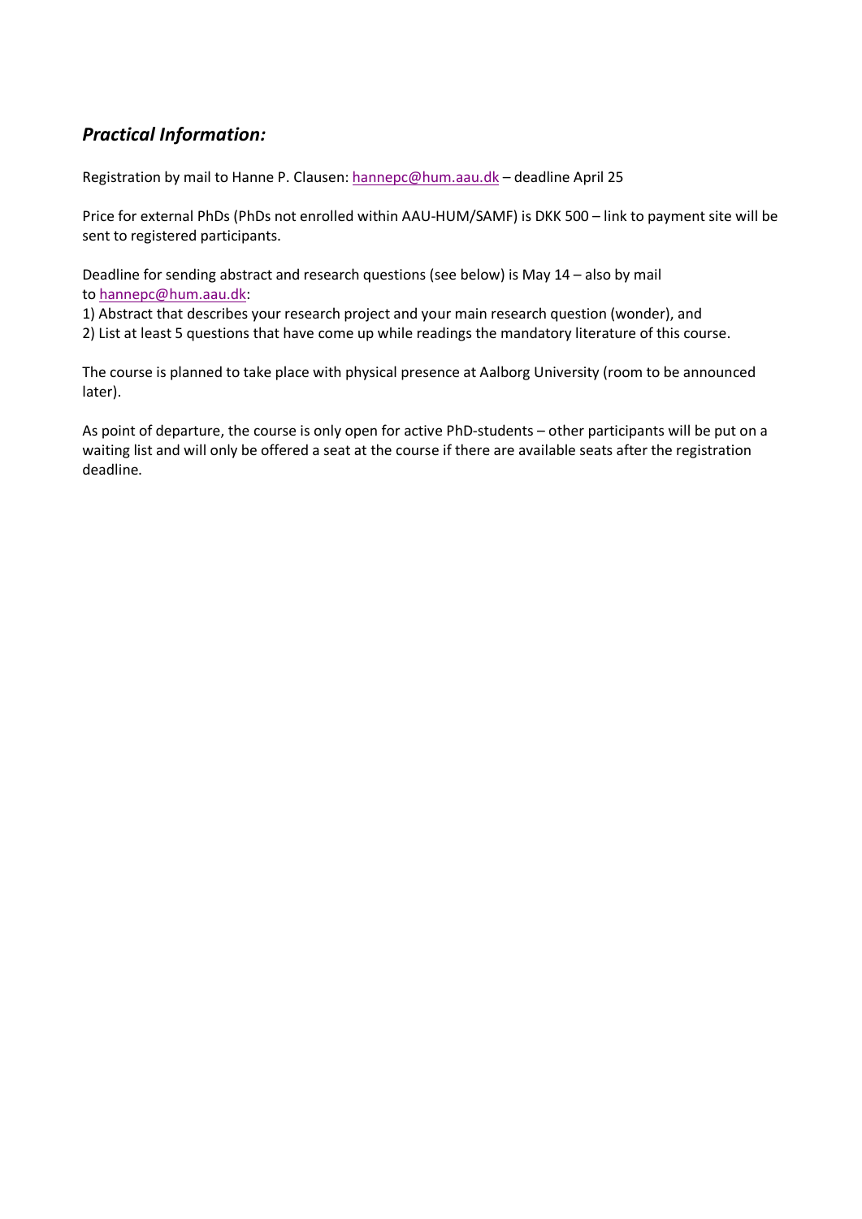## *Practical Information:*

Registration by mail to Hanne P. Clausen: hannepc@hum.aau.dk – deadline April 25

Price for external PhDs (PhDs not enrolled within AAU-HUM/SAMF) is DKK 500 – link to payment site will be sent to registered participants.

Deadline for sending abstract and research questions (see below) is May 14 – also by mail to hannepc@hum.aau.dk:

1) Abstract that describes your research project and your main research question (wonder), and
2) List at least 5 questions that have come up while readings the mandatory literature of this course.

The course is planned to take place with physical presence at Aalborg University (room to be announced later).

As point of departure, the course is only open for active PhD-students – other participants will be put on a waiting list and will only be offered a seat at the course if there are available seats after the registration deadline.